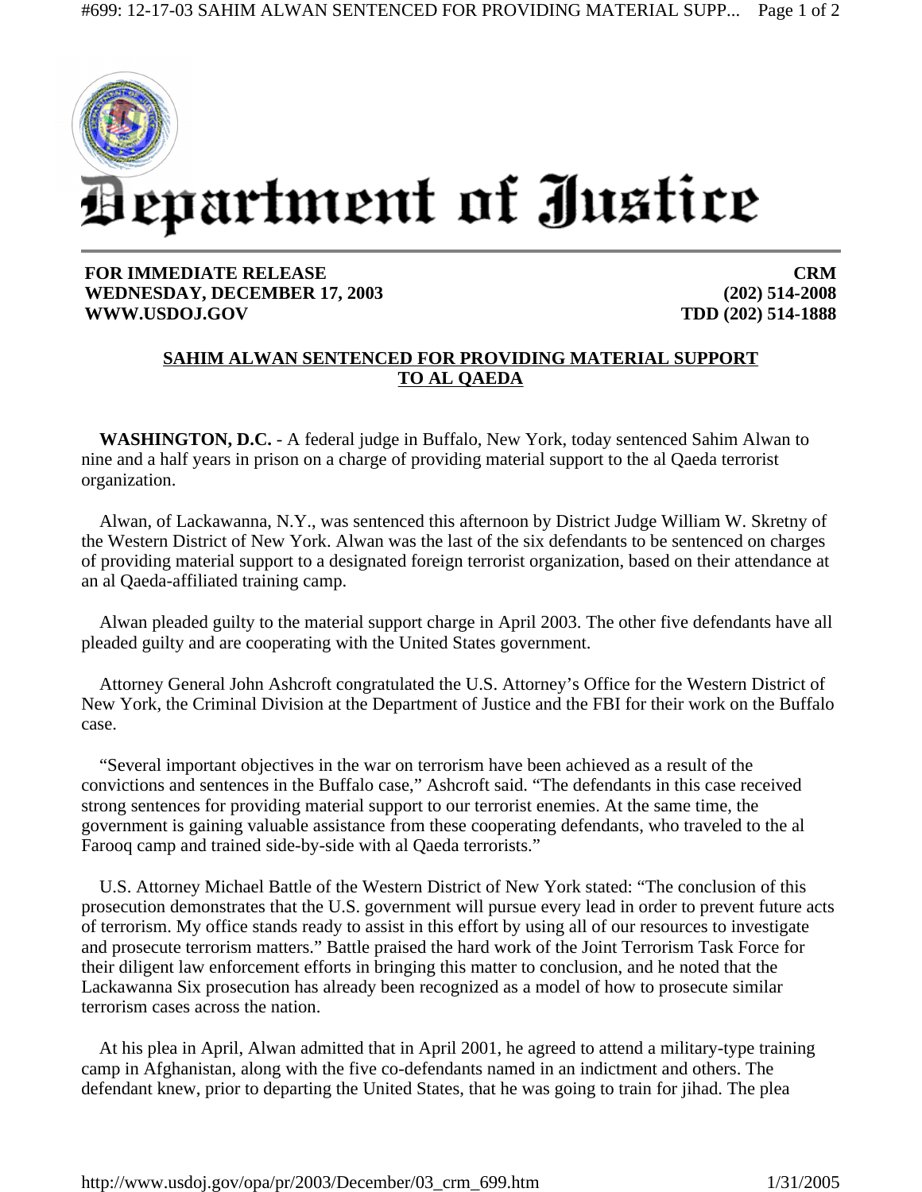# Department of Justice

**FOR IMMEDIATE RELEASE**
**WEDNESDAY, DECEMBER 17, 2003**
**WWW.USDOJ.GOV**

**CRM**
**(202) 514-2008**
**TDD (202) 514-1888**

## SAHIM ALWAN SENTENCED FOR PROVIDING MATERIAL SUPPORT TO AL QAEDA

**WASHINGTON, D.C.** - A federal judge in Buffalo, New York, today sentenced Sahim Alwan to nine and a half years in prison on a charge of providing material support to the al Qaeda terrorist organization.

Alwan, of Lackawanna, N.Y., was sentenced this afternoon by District Judge William W. Skretny of the Western District of New York. Alwan was the last of the six defendants to be sentenced on charges of providing material support to a designated foreign terrorist organization, based on their attendance at an al Qaeda-affiliated training camp.

Alwan pleaded guilty to the material support charge in April 2003. The other five defendants have all pleaded guilty and are cooperating with the United States government.

Attorney General John Ashcroft congratulated the U.S. Attorney's Office for the Western District of New York, the Criminal Division at the Department of Justice and the FBI for their work on the Buffalo case.

"Several important objectives in the war on terrorism have been achieved as a result of the convictions and sentences in the Buffalo case," Ashcroft said. "The defendants in this case received strong sentences for providing material support to our terrorist enemies. At the same time, the government is gaining valuable assistance from these cooperating defendants, who traveled to the al Farooq camp and trained side-by-side with al Qaeda terrorists."

U.S. Attorney Michael Battle of the Western District of New York stated: "The conclusion of this prosecution demonstrates that the U.S. government will pursue every lead in order to prevent future acts of terrorism. My office stands ready to assist in this effort by using all of our resources to investigate and prosecute terrorism matters." Battle praised the hard work of the Joint Terrorism Task Force for their diligent law enforcement efforts in bringing this matter to conclusion, and he noted that the Lackawanna Six prosecution has already been recognized as a model of how to prosecute similar terrorism cases across the nation.

At his plea in April, Alwan admitted that in April 2001, he agreed to attend a military-type training camp in Afghanistan, along with the five co-defendants named in an indictment and others. The defendant knew, prior to departing the United States, that he was going to train for jihad. The plea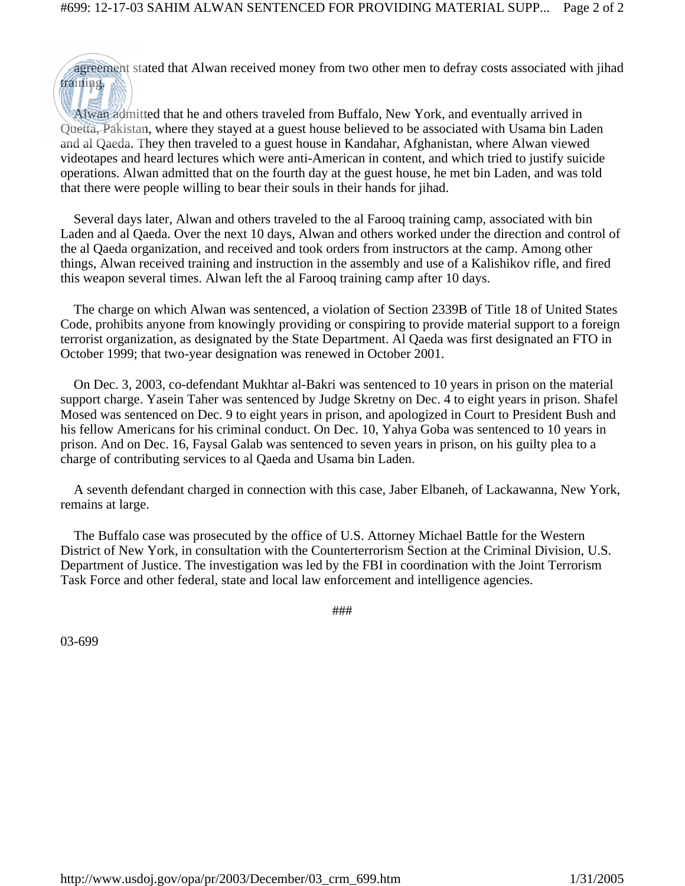agreement stated that Alwan received money from two other men to defray costs associated with jihad training.

Alwan admitted that he and others traveled from Buffalo, New York, and eventually arrived in Quetta, Pakistan, where they stayed at a guest house believed to be associated with Usama bin Laden and al Qaeda. They then traveled to a guest house in Kandahar, Afghanistan, where Alwan viewed videotapes and heard lectures which were anti-American in content, and which tried to justify suicide operations. Alwan admitted that on the fourth day at the guest house, he met bin Laden, and was told that there were people willing to bear their souls in their hands for jihad.

Several days later, Alwan and others traveled to the al Farooq training camp, associated with bin Laden and al Qaeda. Over the next 10 days, Alwan and others worked under the direction and control of the al Qaeda organization, and received and took orders from instructors at the camp. Among other things, Alwan received training and instruction in the assembly and use of a Kalishikov rifle, and fired this weapon several times. Alwan left the al Farooq training camp after 10 days.

The charge on which Alwan was sentenced, a violation of Section 2339B of Title 18 of United States Code, prohibits anyone from knowingly providing or conspiring to provide material support to a foreign terrorist organization, as designated by the State Department. Al Qaeda was first designated an FTO in October 1999; that two-year designation was renewed in October 2001.

On Dec. 3, 2003, co-defendant Mukhtar al-Bakri was sentenced to 10 years in prison on the material support charge. Yasein Taher was sentenced by Judge Skretny on Dec. 4 to eight years in prison. Shafel Mosed was sentenced on Dec. 9 to eight years in prison, and apologized in Court to President Bush and his fellow Americans for his criminal conduct. On Dec. 10, Yahya Goba was sentenced to 10 years in prison. And on Dec. 16, Faysal Galab was sentenced to seven years in prison, on his guilty plea to a charge of contributing services to al Qaeda and Usama bin Laden.

A seventh defendant charged in connection with this case, Jaber Elbaneh, of Lackawanna, New York, remains at large.

The Buffalo case was prosecuted by the office of U.S. Attorney Michael Battle for the Western District of New York, in consultation with the Counterterrorism Section at the Criminal Division, U.S. Department of Justice. The investigation was led by the FBI in coordination with the Joint Terrorism Task Force and other federal, state and local law enforcement and intelligence agencies.

###

03-699